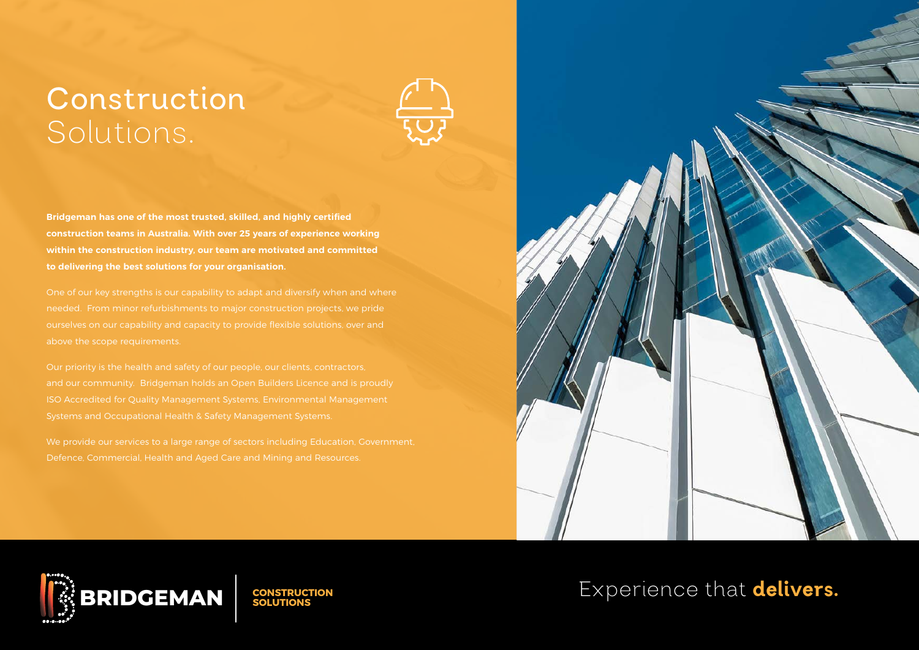# Construction Solutions.

**Bridgeman has one of the most trusted, skilled, and highly certified construction teams in Australia. With over 25 years of experience working within the construction industry, our team are motivated and committed to delivering the best solutions for your organisation.**

One of our key strengths is our capability to adapt and diversify when and where needed. From minor refurbishments to major construction projects, we pride ourselves on our capability and capacity to provide flexible solutions, over and above the scope requirements.

Our priority is the health and safety of our people, our clients, contractors, and our community. Bridgeman holds an Open Builders Licence and is proudly ISO Accredited for Quality Management Systems, Environmental Management Systems and Occupational Health & Safety Management Systems.

We provide our services to a large range of sectors including Education, Government, Defence, Commercial, Health and Aged Care and Mining and Resources.

**BRIDGEMAN** | **CONSTRUCTION SOLUTIONS**

Experience that **delivers.**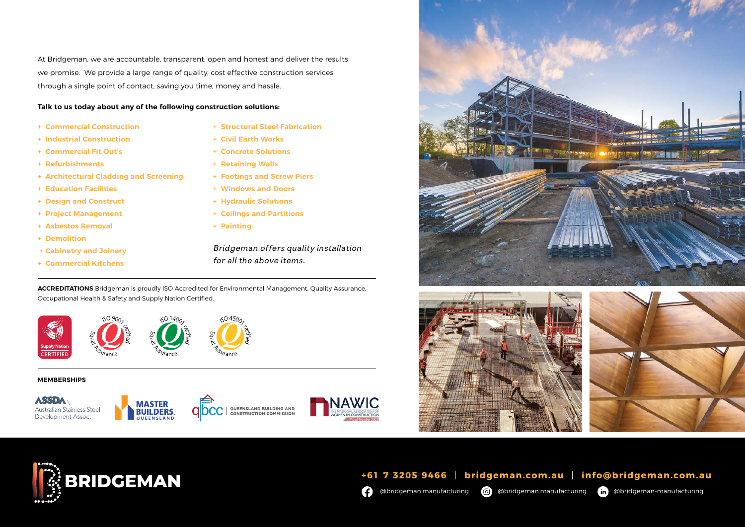At Bridgeman, we are accountable, transparent, open and honest and deliver the results we promise. We provide a large range of quality, cost effective construction services through a single point of contact, saving you time, money and hassle.

**Talk to us today about any of the following construction solutions:**

- Commercial Construction
- Industrial Construction
- Commercial Fit Out's
- Refurbishments
- Architectural Cladding and Screening
- Education Facilities
- Design and Construct
- Project Management
- Asbestos Removal
- Demolition
- Cabinetry and Joinery
- Commercial Kitchens
- Structural Steel Fabrication
- Civil Earth Works
- Concrete Solutions
- Retaining Walls
- Footings and Screw Piers
- Windows and Doors
- Hydraulic Solutions
- Ceilings and Partitions
- Painting

*Bridgeman offers quality installation for all the above items.*

**ACCREDITATIONS** Bridgeman is proudly ISO Accredited for Environmental Management, Quality Assurance, Occupational Health & Safety and Supply Nation Certified.

Supply Nation CERTIFIED

ISO 9001 certified Equal Assurance

ISO 14001 certified Equal Assurance

ISO 45001 certified Equal Assurance

**MEMBERSHIPS**

ASSDA Australian Stainless Steel Development Assoc.

MASTER BUILDERS. QUEENSLAND

qbcc QUEENSLAND BUILDING AND CONSTRUCTION COMMISSION

NAWIC THE NATIONAL ASSOCIATION OF WOMEN IN CONSTRUCTION Proud Member 2022

**BRIDGEMAN**

**+61 7 3205 9466 | bridgeman.com.au | info@bridgeman.com.au**

@bridgeman.manufacturing @bridgeman.manufacturing @bridgeman-manufacturing